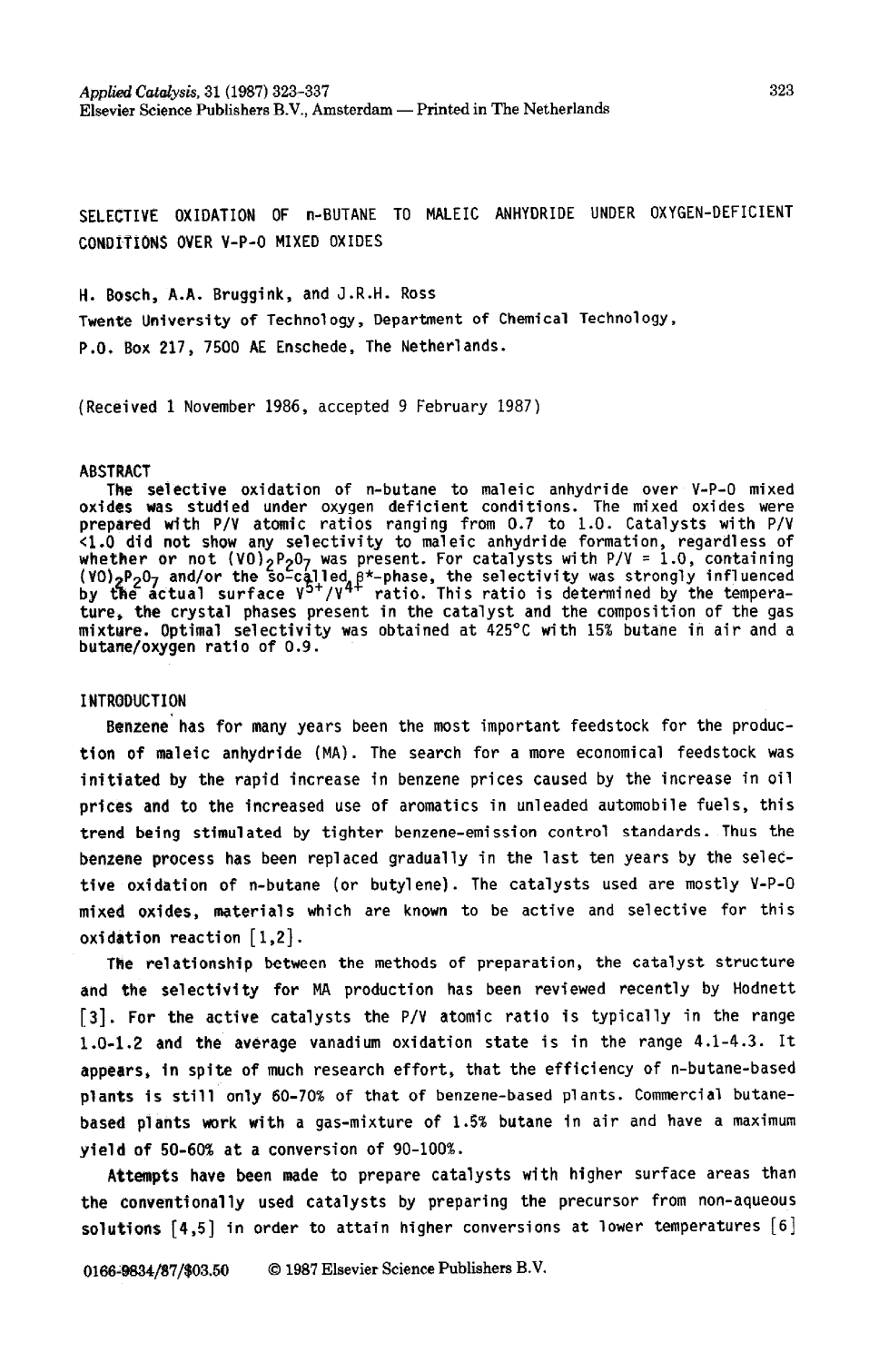Applied Catalysis, 31 (1987) 323-337
Elsevier Science Publishers B.V., Amsterdam — Printed in The Netherlands

# SELECTIVE OXIDATION OF n-BUTANE TO MALEIC ANHYDRIDE UNDER OXYGEN-DEFICIENT CONDITIONS OVER V-P-O MIXED OXIDES

H. Bosch, A.A. Bruggink, and J.R.H. Ross

Twente University of Technology, Department of Chemical Technology, P.O. Box 217, 7500 AE Enschede, The Netherlands.

(Received 1 November 1986, accepted 9 February 1987)

## ABSTRACT

The selective oxidation of n-butane to maleic anhydride over V-P-O mixed oxides was studied under oxygen deficient conditions. The mixed oxides were prepared with P/V atomic ratios ranging from 0.7 to 1.0. Catalysts with P/V <1.0 did not show any selectivity to maleic anhydride formation, regardless of whether or not $(VO)_2P_2O_7$ was present. For catalysts with P/V = 1.0, containing $(VO)_2P_2O_7$ and/or the so-called $\beta^*$-phase, the selectivity was strongly influenced by the actual surface $V^{5+}/V^{4+}$ ratio. This ratio is determined by the temperature, the crystal phases present in the catalyst and the composition of the gas mixture. Optimal selectivity was obtained at 425°C with 15% butane in air and a butane/oxygen ratio of 0.9.

## INTRODUCTION

Benzene has for many years been the most important feedstock for the production of maleic anhydride (MA). The search for a more economical feedstock was initiated by the rapid increase in benzene prices caused by the increase in oil prices and to the increased use of aromatics in unleaded automobile fuels, this trend being stimulated by tighter benzene-emission control standards. Thus the benzene process has been replaced gradually in the last ten years by the selective oxidation of n-butane (or butylene). The catalysts used are mostly V-P-O mixed oxides, materials which are known to be active and selective for this oxidation reaction [1,2].

The relationship between the methods of preparation, the catalyst structure and the selectivity for MA production has been reviewed recently by Hodnett [3]. For the active catalysts the P/V atomic ratio is typically in the range 1.0-1.2 and the average vanadium oxidation state is in the range 4.1-4.3. It appears, in spite of much research effort, that the efficiency of n-butane-based plants is still only 60-70% of that of benzene-based plants. Commercial butane-based plants work with a gas-mixture of 1.5% butane in air and have a maximum yield of 50-60% at a conversion of 90-100%.

Attempts have been made to prepare catalysts with higher surface areas than the conventionally used catalysts by preparing the precursor from non-aqueous solutions [4,5] in order to attain higher conversions at lower temperatures [6]

0166-9834/87/$03.50 © 1987 Elsevier Science Publishers B.V.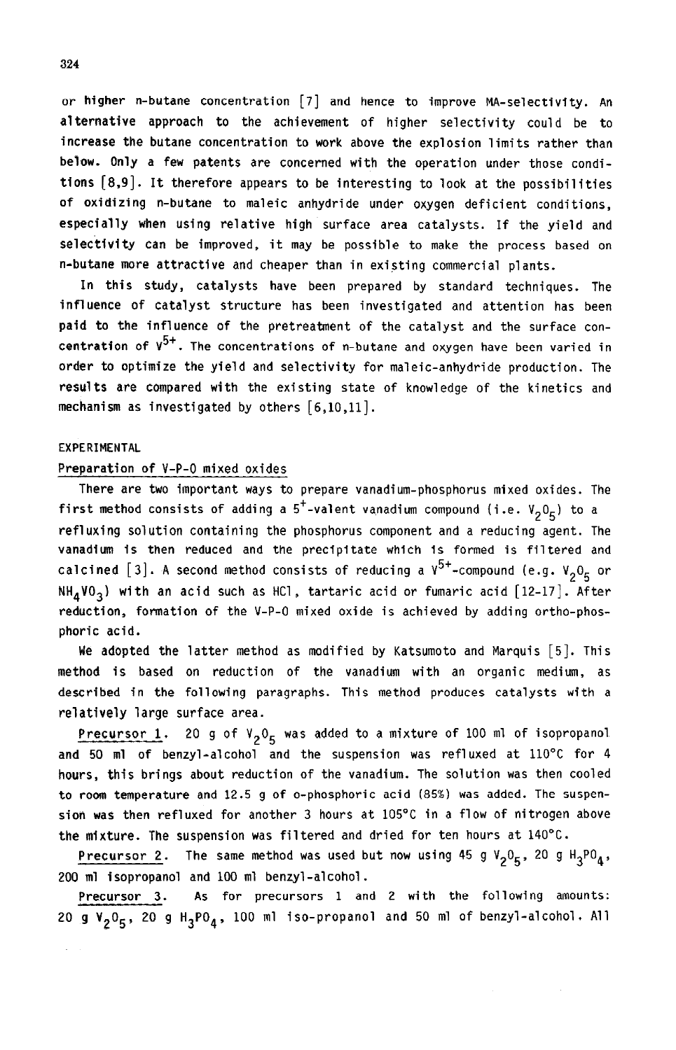or higher n-butane concentration [7] and hence to improve MA-selectivity. An alternative approach to the achievement of higher selectivity could be to increase the butane concentration to work above the explosion limits rather than below. Only a few patents are concerned with the operation under those conditions [8,9]. It therefore appears to be interesting to look at the possibilities of oxidizing n-butane to maleic anhydride under oxygen deficient conditions, especially when using relative high surface area catalysts. If the yield and selectivity can be improved, it may be possible to make the process based on n-butane more attractive and cheaper than in existing commercial plants.

In this study, catalysts have been prepared by standard techniques. The influence of catalyst structure has been investigated and attention has been paid to the influence of the pretreatment of the catalyst and the surface concentration of $V^{5+}$. The concentrations of n-butane and oxygen have been varied in order to optimize the yield and selectivity for maleic-anhydride production. The results are compared with the existing state of knowledge of the kinetics and mechanism as investigated by others [6,10,11].

## EXPERIMENTAL

### Preparation of V-P-O mixed oxides

There are two important ways to prepare vanadium-phosphorus mixed oxides. The first method consists of adding a $5^{+}$-valent vanadium compound (i.e. $V_2O_5$) to a refluxing solution containing the phosphorus component and a reducing agent. The vanadium is then reduced and the precipitate which is formed is filtered and calcined [3]. A second method consists of reducing a $V^{5+}$-compound (e.g. $V_2O_5$ or $NH_4VO_3$) with an acid such as HCl, tartaric acid or fumaric acid [12-17]. After reduction, formation of the V-P-O mixed oxide is achieved by adding ortho-phosphoric acid.

We adopted the latter method as modified by Katsumoto and Marquis [5]. This method is based on reduction of the vanadium with an organic medium, as described in the following paragraphs. This method produces catalysts with a relatively large surface area.

Precursor 1. 20 g of $V_2O_5$ was added to a mixture of 100 ml of isopropanol and 50 ml of benzyl-alcohol and the suspension was refluxed at 110°C for 4 hours, this brings about reduction of the vanadium. The solution was then cooled to room temperature and 12.5 g of o-phosphoric acid (85%) was added. The suspension was then refluxed for another 3 hours at 105°C in a flow of nitrogen above the mixture. The suspension was filtered and dried for ten hours at 140°C.

Precursor 2. The same method was used but now using 45 g $V_2O_5$, 20 g $H_3PO_4$, 200 ml isopropanol and 100 ml benzyl-alcohol.

Precursor 3. As for precursors 1 and 2 with the following amounts: 20 g $V_2O_5$, 20 g $H_3PO_4$, 100 ml iso-propanol and 50 ml of benzyl-alcohol. All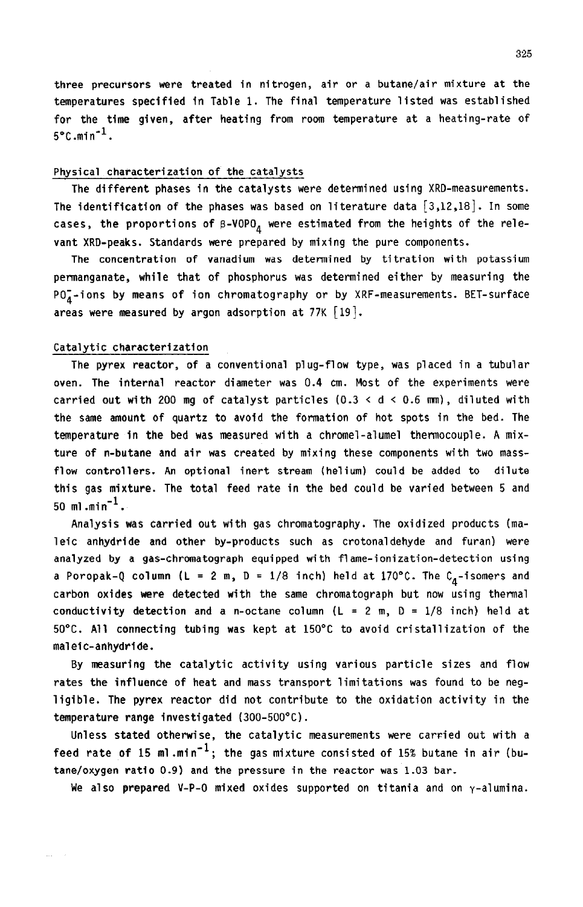three precursors were treated in nitrogen, air or a butane/air mixture at the temperatures specified in Table 1. The final temperature listed was established for the time given, after heating from room temperature at a heating-rate of $5°C.min^{-1}$.

### Physical characterization of the catalysts

The different phases in the catalysts were determined using XRD-measurements. The identification of the phases was based on literature data [3,12,18]. In some cases, the proportions of $\beta$-$VOPO_4$ were estimated from the heights of the relevant XRD-peaks. Standards were prepared by mixing the pure components.

The concentration of vanadium was determined by titration with potassium permanganate, while that of phosphorus was determined either by measuring the $PO_4^-$-ions by means of ion chromatography or by XRF-measurements. BET-surface areas were measured by argon adsorption at 77K [19].

### Catalytic characterization

The pyrex reactor, of a conventional plug-flow type, was placed in a tubular oven. The internal reactor diameter was 0.4 cm. Most of the experiments were carried out with 200 mg of catalyst particles (0.3 < d < 0.6 mm), diluted with the same amount of quartz to avoid the formation of hot spots in the bed. The temperature in the bed was measured with a chromel-alumel thermocouple. A mixture of n-butane and air was created by mixing these components with two mass-flow controllers. An optional inert stream (helium) could be added to dilute this gas mixture. The total feed rate in the bed could be varied between 5 and 50 $ml.min^{-1}$.

Analysis was carried out with gas chromatography. The oxidized products (maleic anhydride and other by-products such as crotonaldehyde and furan) were analyzed by a gas-chromatograph equipped with flame-ionization-detection using a Poropak-Q column (L = 2 m, D = 1/8 inch) held at 170°C. The $C_4$-isomers and carbon oxides were detected with the same chromatograph but now using thermal conductivity detection and a n-octane column (L = 2 m, D = 1/8 inch) held at 50°C. All connecting tubing was kept at 150°C to avoid cristallization of the maleic-anhydride.

By measuring the catalytic activity using various particle sizes and flow rates the influence of heat and mass transport limitations was found to be negligible. The pyrex reactor did not contribute to the oxidation activity in the temperature range investigated (300-500°C).

Unless stated otherwise, the catalytic measurements were carried out with a feed rate of 15 $ml.min^{-1}$; the gas mixture consisted of 15% butane in air (butane/oxygen ratio 0.9) and the pressure in the reactor was 1.03 bar.

We also prepared V-P-O mixed oxides supported on titania and on $\gamma$-alumina.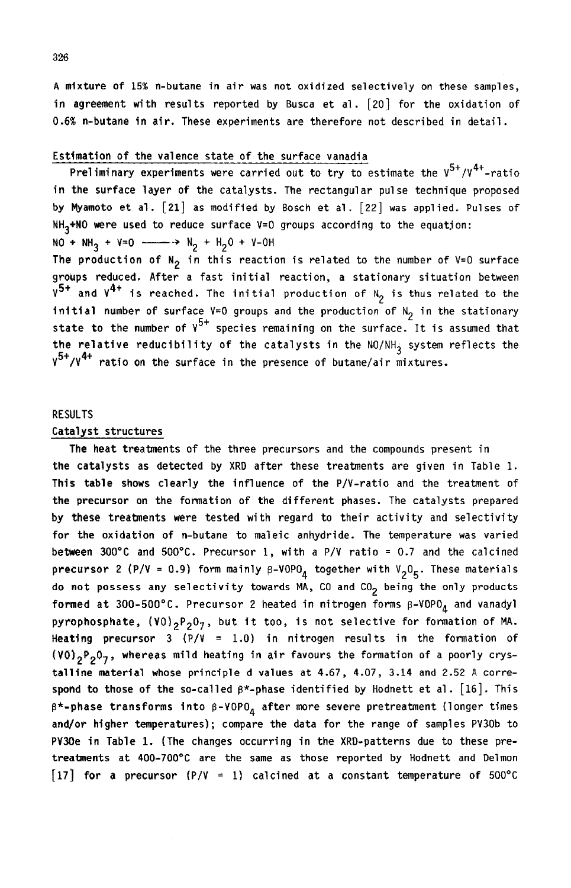A mixture of 15% n-butane in air was not oxidized selectively on these samples, in agreement with results reported by Busca et al. [20] for the oxidation of 0.6% n-butane in air. These experiments are therefore not described in detail.

### Estimation of the valence state of the surface vanadia

Preliminary experiments were carried out to try to estimate the $V^{5+}/V^{4+}$-ratio in the surface layer of the catalysts. The rectangular pulse technique proposed by Myamoto et al. [21] as modified by Bosch et al. [22] was applied. Pulses of $NH_3$+NO were used to reduce surface V=O groups according to the equation:

$$NO + NH_3 + V{=}O \longrightarrow N_2 + H_2O + V{-}OH$$

The production of $N_2$ in this reaction is related to the number of V=O surface groups reduced. After a fast initial reaction, a stationary situation between $V^{5+}$ and $V^{4+}$ is reached. The initial production of $N_2$ is thus related to the initial number of surface V=O groups and the production of $N_2$ in the stationary state to the number of $V^{5+}$ species remaining on the surface. It is assumed that the relative reducibility of the catalysts in the $NO/NH_3$ system reflects the $V^{5+}/V^{4+}$ ratio on the surface in the presence of butane/air mixtures.

## RESULTS

### Catalyst structures

The heat treatments of the three precursors and the compounds present in the catalysts as detected by XRD after these treatments are given in Table 1. This table shows clearly the influence of the P/V-ratio and the treatment of the precursor on the formation of the different phases. The catalysts prepared by these treatments were tested with regard to their activity and selectivity for the oxidation of n-butane to maleic anhydride. The temperature was varied between 300°C and 500°C. Precursor 1, with a P/V ratio = 0.7 and the calcined precursor 2 (P/V = 0.9) form mainly $\beta$-$VOPO_4$ together with $V_2O_5$. These materials do not possess any selectivity towards MA, CO and $CO_2$ being the only products formed at 300-500°C. Precursor 2 heated in nitrogen forms $\beta$-$VOPO_4$ and vanadyl pyrophosphate, $(VO)_2P_2O_7$, but it too, is not selective for formation of MA. Heating precursor 3 (P/V = 1.0) in nitrogen results in the formation of $(VO)_2P_2O_7$, whereas mild heating in air favours the formation of a poorly crystalline material whose principle d values at 4.67, 4.07, 3.14 and 2.52 Å correspond to those of the so-called $\beta$*-phase identified by Hodnett et al. [16]. This $\beta$*-phase transforms into $\beta$-$VOPO_4$ after more severe pretreatment (longer times and/or higher temperatures); compare the data for the range of samples PV30b to PV30e in Table 1. (The changes occurring in the XRD-patterns due to these pretreatments at 400-700°C are the same as those reported by Hodnett and Delmon [17] for a precursor (P/V = 1) calcined at a constant temperature of 500°C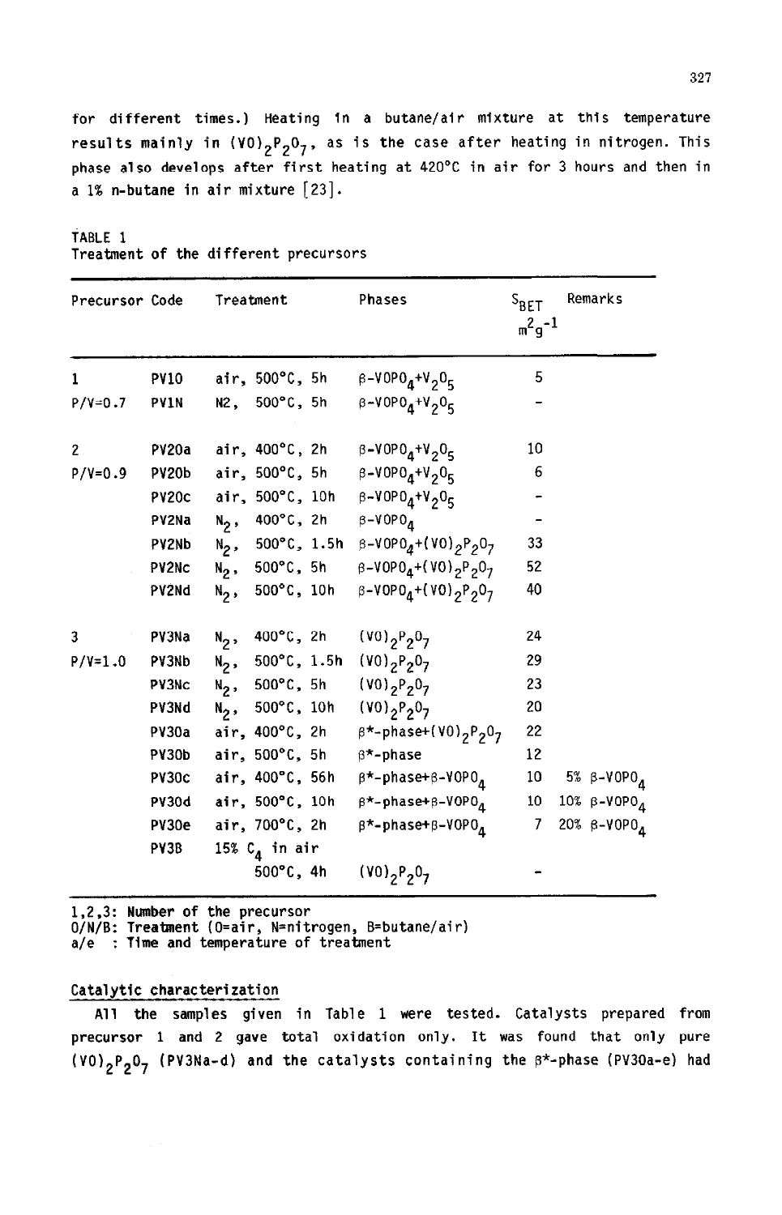for different times.) Heating in a butane/air mixture at this temperature results mainly in $(VO)_2P_2O_7$, as is the case after heating in nitrogen. This phase also develops after first heating at 420°C in air for 3 hours and then in a 1% n-butane in air mixture [23].

TABLE 1
Treatment of the different precursors

| Precursor | Code | Treatment | Phases | $S_{BET}$ $m^2g^{-1}$ | Remarks |
|---|---|---|---|---|---|
| 1 | PV10 | air, 500°C, 5h | $\beta$-$VOPO_4$+$V_2O_5$ | 5 | |
| P/V=0.7 | PV1N | N2, 500°C, 5h | $\beta$-$VOPO_4$+$V_2O_5$ | - | |
| 2 | PV20a | air, 400°C, 2h | $\beta$-$VOPO_4$+$V_2O_5$ | 10 | |
| P/V=0.9 | PV20b | air, 500°C, 5h | $\beta$-$VOPO_4$+$V_2O_5$ | 6 | |
| | PV20c | air, 500°C, 10h | $\beta$-$VOPO_4$+$V_2O_5$ | - | |
| | PV2Na | $N_2$, 400°C, 2h | $\beta$-$VOPO_4$ | - | |
| | PV2Nb | $N_2$, 500°C, 1.5h | $\beta$-$VOPO_4$+$(VO)_2P_2O_7$ | 33 | |
| | PV2Nc | $N_2$, 500°C, 5h | $\beta$-$VOPO_4$+$(VO)_2P_2O_7$ | 52 | |
| | PV2Nd | $N_2$, 500°C, 10h | $\beta$-$VOPO_4$+$(VO)_2P_2O_7$ | 40 | |
| 3 | PV3Na | $N_2$, 400°C, 2h | $(VO)_2P_2O_7$ | 24 | |
| P/V=1.0 | PV3Nb | $N_2$, 500°C, 1.5h | $(VO)_2P_2O_7$ | 29 | |
| | PV3Nc | $N_2$, 500°C, 5h | $(VO)_2P_2O_7$ | 23 | |
| | PV3Nd | $N_2$, 500°C, 10h | $(VO)_2P_2O_7$ | 20 | |
| | PV30a | air, 400°C, 2h | $\beta$*-phase+$(VO)_2P_2O_7$ | 22 | |
| | PV30b | air, 500°C, 5h | $\beta$*-phase | 12 | |
| | PV30c | air, 400°C, 56h | $\beta$*-phase+$\beta$-$VOPO_4$ | 10 | 5% $\beta$-$VOPO_4$ |
| | PV30d | air, 500°C, 10h | $\beta$*-phase+$\beta$-$VOPO_4$ | 10 | 10% $\beta$-$VOPO_4$ |
| | PV30e | air, 700°C, 2h | $\beta$*-phase+$\beta$-$VOPO_4$ | 7 | 20% $\beta$-$VOPO_4$ |
| | PV3B | 15% $C_4$ in air 500°C, 4h | $(VO)_2P_2O_7$ | - | |

1,2,3: Number of the precursor
O/N/B: Treatment (O=air, N=nitrogen, B=butane/air)
a/e : Time and temperature of treatment

## Catalytic characterization

All the samples given in Table 1 were tested. Catalysts prepared from precursor 1 and 2 gave total oxidation only. It was found that only pure $(VO)_2P_2O_7$ (PV3Na-d) and the catalysts containing the $\beta$*-phase (PV30a-e) had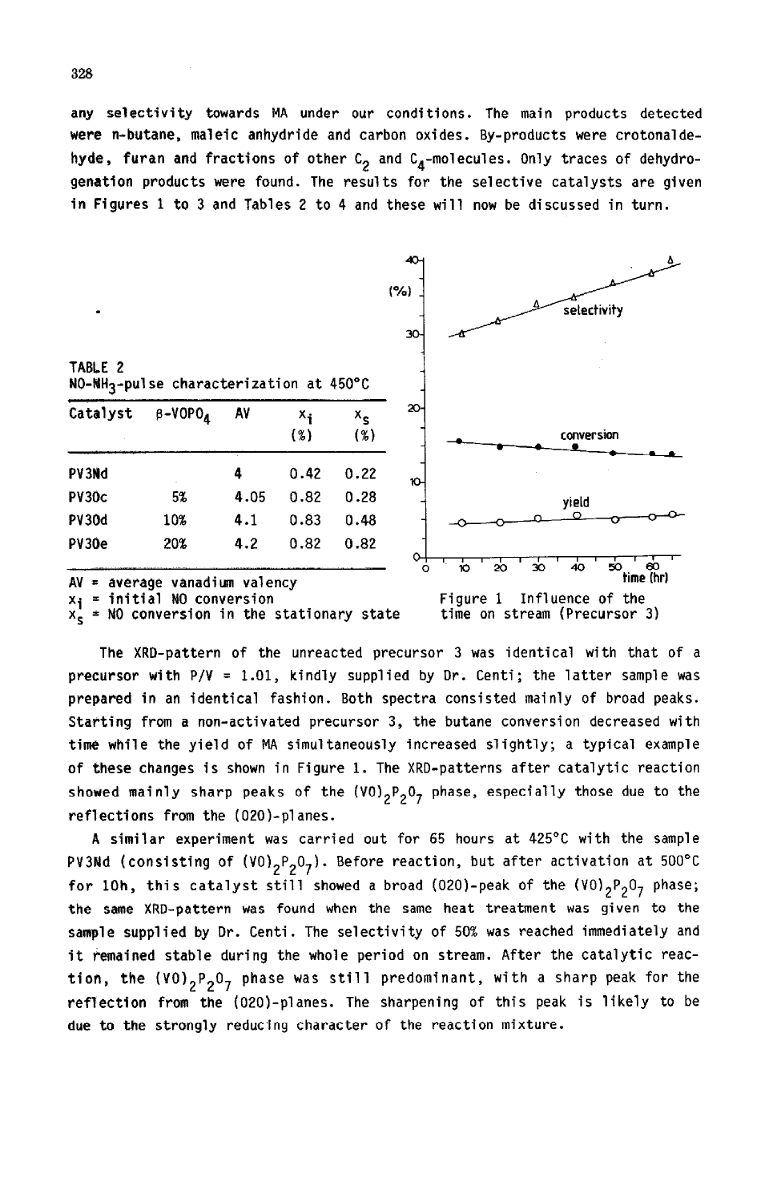any selectivity towards MA under our conditions. The main products detected were n-butane, maleic anhydride and carbon oxides. By-products were crotonaldehyde, furan and fractions of other $C_2$ and $C_4$-molecules. Only traces of dehydrogenation products were found. The results for the selective catalysts are given in Figures 1 to 3 and Tables 2 to 4 and these will now be discussed in turn.

TABLE 2
$NO$-$NH_3$-pulse characterization at 450°C

| Catalyst | $\beta$-$VOPO_4$ | AV | $x_i$ (%) | $x_s$ (%) |
|---|---|---|---|---|
| PV3Nd | | 4 | 0.42 | 0.22 |
| PV30c | 5% | 4.05 | 0.82 | 0.28 |
| PV30d | 10% | 4.1 | 0.83 | 0.48 |
| PV30e | 20% | 4.2 | 0.82 | 0.82 |

AV = average vanadium valency
$x_i$ = initial NO conversion
$x_s$ = NO conversion in the stationary state

Figure 1 Influence of the time on stream (Precursor 3)

The XRD-pattern of the unreacted precursor 3 was identical with that of a precursor with P/V = 1.01, kindly supplied by Dr. Centi; the latter sample was prepared in an identical fashion. Both spectra consisted mainly of broad peaks. Starting from a non-activated precursor 3, the butane conversion decreased with time while the yield of MA simultaneously increased slightly; a typical example of these changes is shown in Figure 1. The XRD-patterns after catalytic reaction showed mainly sharp peaks of the $(VO)_2P_2O_7$ phase, especially those due to the reflections from the (020)-planes.

A similar experiment was carried out for 65 hours at 425°C with the sample PV3Nd (consisting of $(VO)_2P_2O_7$). Before reaction, but after activation at 500°C for 10h, this catalyst still showed a broad (020)-peak of the $(VO)_2P_2O_7$ phase; the same XRD-pattern was found when the same heat treatment was given to the sample supplied by Dr. Centi. The selectivity of 50% was reached immediately and it remained stable during the whole period on stream. After the catalytic reaction, the $(VO)_2P_2O_7$ phase was still predominant, with a sharp peak for the reflection from the (020)-planes. The sharpening of this peak is likely to be due to the strongly reducing character of the reaction mixture.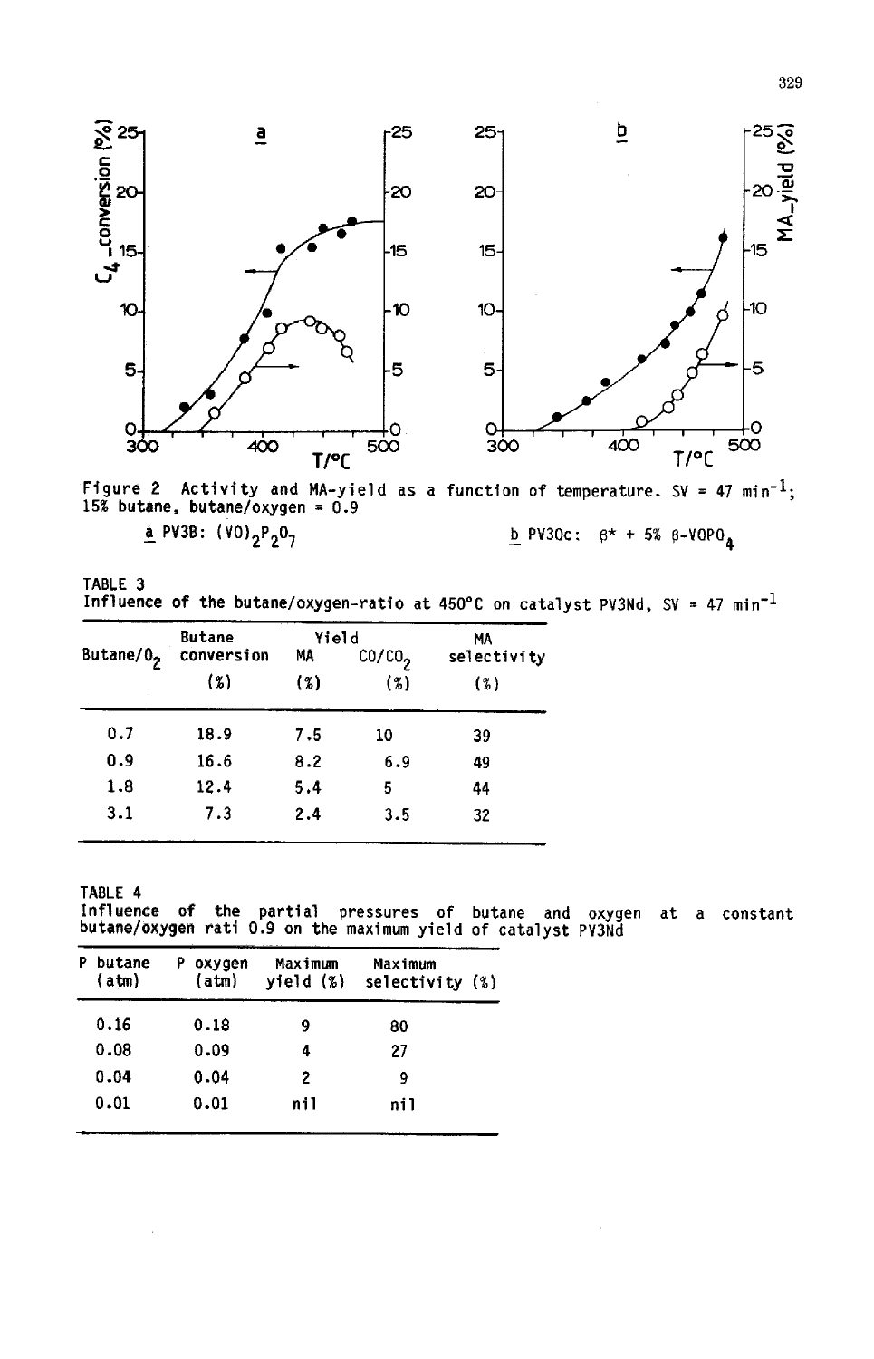Figure 2 Activity and MA-yield as a function of temperature. SV = 47 $min^{-1}$; 15% butane, butane/oxygen = 0.9

a PV3B: $(VO)_2P_2O_7$ b PV30c: $\beta^*$ + 5% $\beta$-$VOPO_4$

TABLE 3
Influence of the butane/oxygen-ratio at 450°C on catalyst PV3Nd, SV = 47 $min^{-1}$

| Butane/$O_2$ | Butane conversion (%) | Yield MA (%) | Yield $CO/CO_2$ (%) | MA selectivity (%) |
|---|---|---|---|---|
| 0.7 | 18.9 | 7.5 | 10 | 39 |
| 0.9 | 16.6 | 8.2 | 6.9 | 49 |
| 1.8 | 12.4 | 5.4 | 5 | 44 |
| 3.1 | 7.3 | 2.4 | 3.5 | 32 |

TABLE 4
Influence of the partial pressures of butane and oxygen at a constant butane/oxygen rati 0.9 on the maximum yield of catalyst PV3Nd

| P butane (atm) | P oxygen (atm) | Maximum yield (%) | Maximum selectivity (%) |
|---|---|---|---|
| 0.16 | 0.18 | 9 | 80 |
| 0.08 | 0.09 | 4 | 27 |
| 0.04 | 0.04 | 2 | 9 |
| 0.01 | 0.01 | nil | nil |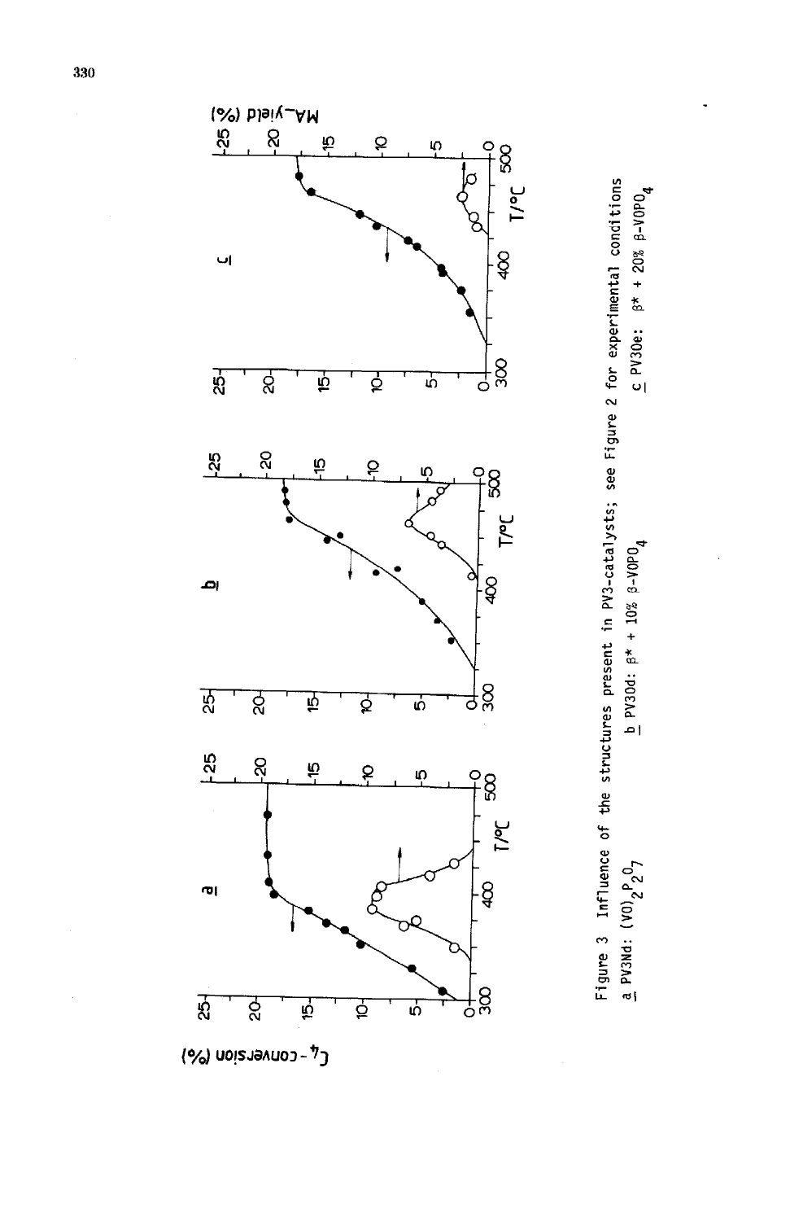Figure 3 Influence of the structures present in PV3-catalysts; see Figure 2 for experimental conditions

a PV3Nd: $(VO)_2P_2O_7$ b PV30d: $\beta^*$ + 10% $\beta$-$VOPO_4$ c PV30e: $\beta^*$ + 20% $\beta$-$VOPO_4$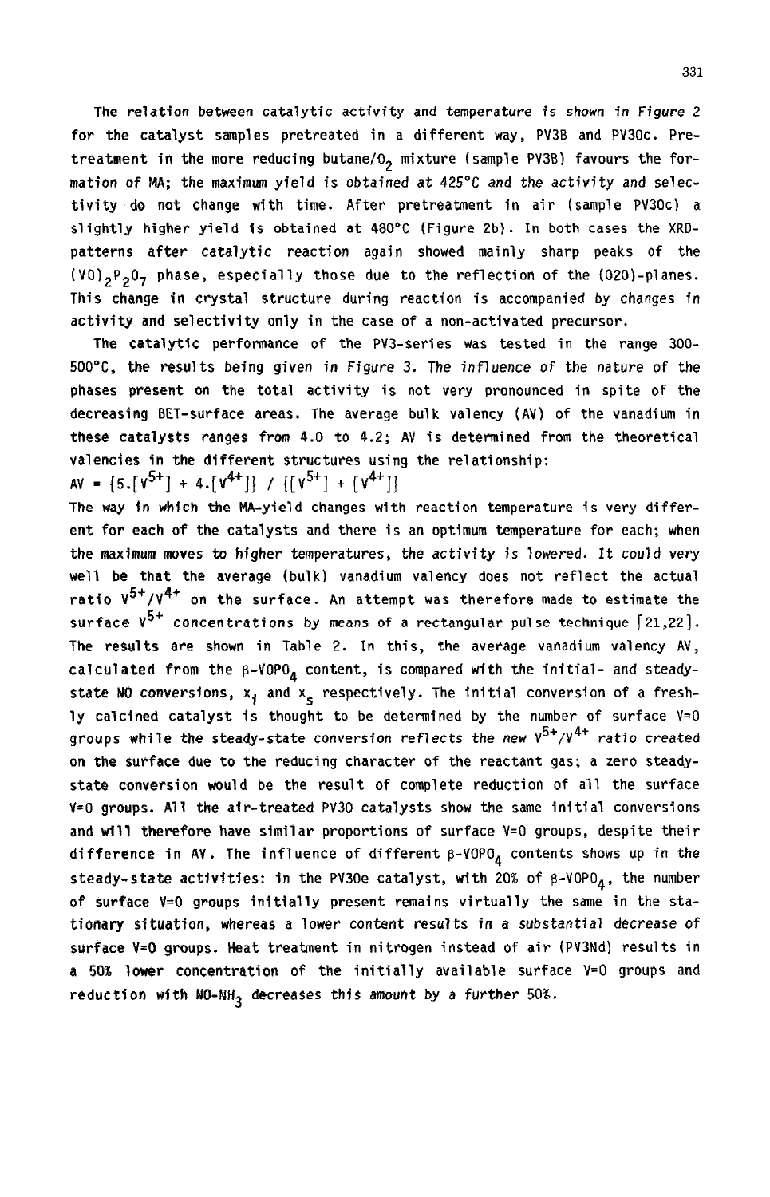The relation between catalytic activity and temperature is shown in Figure 2 for the catalyst samples pretreated in a different way, PV3B and PV3Oc. Pretreatment in the more reducing butane/$O_2$ mixture (sample PV3B) favours the formation of MA; the maximum yield is obtained at 425°C and the activity and selectivity do not change with time. After pretreatment in air (sample PV3Oc) a slightly higher yield is obtained at 480°C (Figure 2b). In both cases the XRD-patterns after catalytic reaction again showed mainly sharp peaks of the $(VO)_2P_2O_7$ phase, especially those due to the reflection of the (020)-planes. This change in crystal structure during reaction is accompanied by changes in activity and selectivity only in the case of a non-activated precursor.

The catalytic performance of the PV3-series was tested in the range 300-500°C, the results being given in Figure 3. The influence of the nature of the phases present on the total activity is not very pronounced in spite of the decreasing BET-surface areas. The average bulk valency (AV) of the vanadium in these catalysts ranges from 4.0 to 4.2; AV is determined from the theoretical valencies in the different structures using the relationship:

$$AV = \{5.[V^{5+}] + 4.[V^{4+}]\} \,/\, \{[V^{5+}] + [V^{4+}]\}$$

The way in which the MA-yield changes with reaction temperature is very different for each of the catalysts and there is an optimum temperature for each; when the maximum moves to higher temperatures, the activity is lowered. It could very well be that the average (bulk) vanadium valency does not reflect the actual ratio $V^{5+}/V^{4+}$ on the surface. An attempt was therefore made to estimate the surface $V^{5+}$ concentrations by means of a rectangular pulse technique [21,22]. The results are shown in Table 2. In this, the average vanadium valency AV, calculated from the $\beta$-$VOPO_4$ content, is compared with the initial- and steady-state NO conversions, $x_i$ and $x_s$ respectively. The initial conversion of a freshly calcined catalyst is thought to be determined by the number of surface V=O groups while the steady-state conversion reflects the new $V^{5+}/V^{4+}$ ratio created on the surface due to the reducing character of the reactant gas; a zero steady-state conversion would be the result of complete reduction of all the surface V=O groups. All the air-treated PV3O catalysts show the same initial conversions and will therefore have similar proportions of surface V=O groups, despite their difference in AV. The influence of different $\beta$-$VOPO_4$ contents shows up in the steady-state activities: in the PV3Oe catalyst, with 20% of $\beta$-$VOPO_4$, the number of surface V=O groups initially present remains virtually the same in the stationary situation, whereas a lower content results in a substantial decrease of surface V=O groups. Heat treatment in nitrogen instead of air (PV3Nd) results in a 50% lower concentration of the initially available surface V=O groups and reduction with NO-$NH_3$ decreases this amount by a further 50%.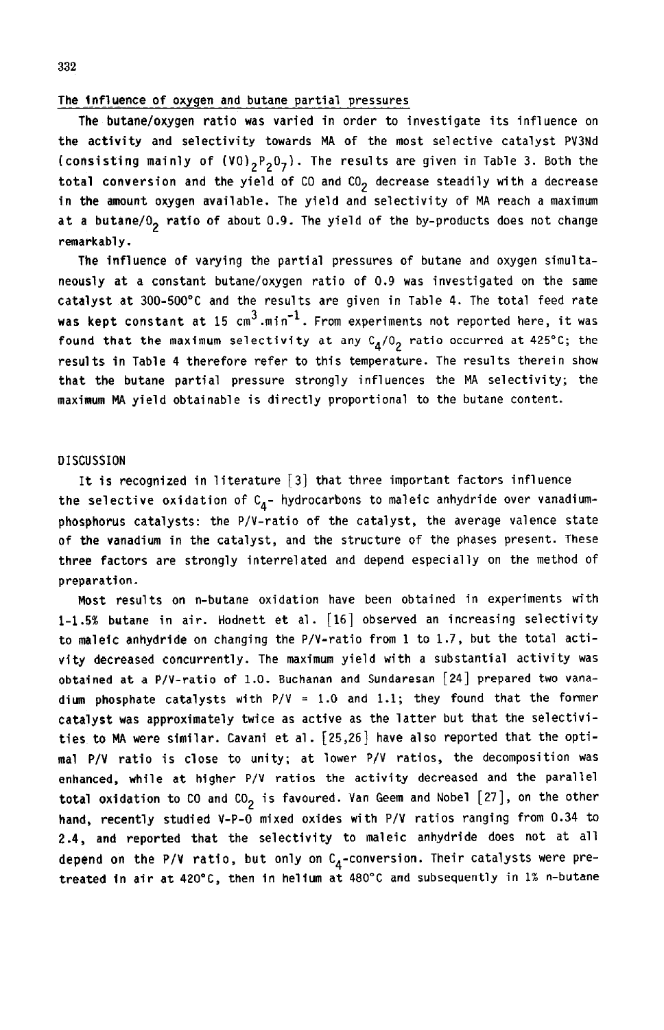### The influence of oxygen and butane partial pressures

The butane/oxygen ratio was varied in order to investigate its influence on the activity and selectivity towards MA of the most selective catalyst PV3Nd (consisting mainly of $(VO)_2P_2O_7$). The results are given in Table 3. Both the total conversion and the yield of CO and $CO_2$ decrease steadily with a decrease in the amount oxygen available. The yield and selectivity of MA reach a maximum at a butane/$O_2$ ratio of about 0.9. The yield of the by-products does not change remarkably.

The influence of varying the partial pressures of butane and oxygen simultaneously at a constant butane/oxygen ratio of 0.9 was investigated on the same catalyst at 300-500°C and the results are given in Table 4. The total feed rate was kept constant at 15 $cm^3.min^{-1}$. From experiments not reported here, it was found that the maximum selectivity at any $C_4/O_2$ ratio occurred at 425°C; the results in Table 4 therefore refer to this temperature. The results therein show that the butane partial pressure strongly influences the MA selectivity; the maximum MA yield obtainable is directly proportional to the butane content.

## DISCUSSION

It is recognized in literature [3] that three important factors influence the selective oxidation of $C_4$- hydrocarbons to maleic anhydride over vanadium-phosphorus catalysts: the P/V-ratio of the catalyst, the average valence state of the vanadium in the catalyst, and the structure of the phases present. These three factors are strongly interrelated and depend especially on the method of preparation.

Most results on n-butane oxidation have been obtained in experiments with 1-1.5% butane in air. Hodnett et al. [16] observed an increasing selectivity to maleic anhydride on changing the P/V-ratio from 1 to 1.7, but the total activity decreased concurrently. The maximum yield with a substantial activity was obtained at a P/V-ratio of 1.0. Buchanan and Sundaresan [24] prepared two vanadium phosphate catalysts with P/V = 1.0 and 1.1; they found that the former catalyst was approximately twice as active as the latter but that the selectivities to MA were similar. Cavani et al. [25,26] have also reported that the optimal P/V ratio is close to unity; at lower P/V ratios, the decomposition was enhanced, while at higher P/V ratios the activity decreased and the parallel total oxidation to CO and $CO_2$ is favoured. Van Geem and Nobel [27], on the other hand, recently studied V-P-O mixed oxides with P/V ratios ranging from 0.34 to 2.4, and reported that the selectivity to maleic anhydride does not at all depend on the P/V ratio, but only on $C_4$-conversion. Their catalysts were pretreated in air at 420°C, then in helium at 480°C and subsequently in 1% n-butane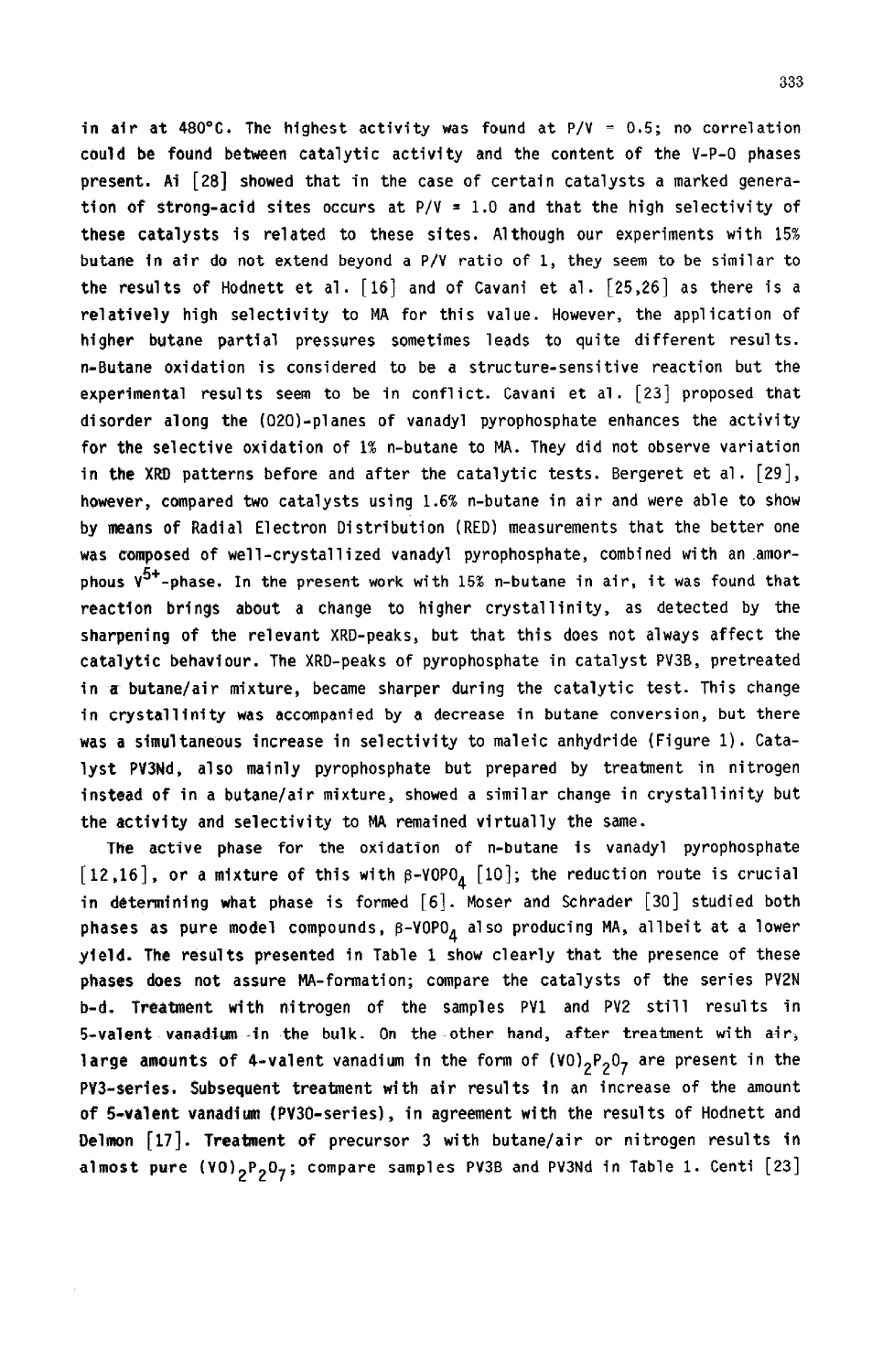in air at 480°C. The highest activity was found at P/V = 0.5; no correlation could be found between catalytic activity and the content of the V-P-O phases present. Ai [28] showed that in the case of certain catalysts a marked generation of strong-acid sites occurs at P/V = 1.0 and that the high selectivity of these catalysts is related to these sites. Although our experiments with 15% butane in air do not extend beyond a P/V ratio of 1, they seem to be similar to the results of Hodnett et al. [16] and of Cavani et al. [25,26] as there is a relatively high selectivity to MA for this value. However, the application of higher butane partial pressures sometimes leads to quite different results. n-Butane oxidation is considered to be a structure-sensitive reaction but the experimental results seem to be in conflict. Cavani et al. [23] proposed that disorder along the (020)-planes of vanadyl pyrophosphate enhances the activity for the selective oxidation of 1% n-butane to MA. They did not observe variation in the XRD patterns before and after the catalytic tests. Bergeret et al. [29], however, compared two catalysts using 1.6% n-butane in air and were able to show by means of Radial Electron Distribution (RED) measurements that the better one was composed of well-crystallized vanadyl pyrophosphate, combined with an amorphous $V^{5+}$-phase. In the present work with 15% n-butane in air, it was found that reaction brings about a change to higher crystallinity, as detected by the sharpening of the relevant XRD-peaks, but that this does not always affect the catalytic behaviour. The XRD-peaks of pyrophosphate in catalyst PV3B, pretreated in a butane/air mixture, became sharper during the catalytic test. This change in crystallinity was accompanied by a decrease in butane conversion, but there was a simultaneous increase in selectivity to maleic anhydride (Figure 1). Catalyst PV3Nd, also mainly pyrophosphate but prepared by treatment in nitrogen instead of in a butane/air mixture, showed a similar change in crystallinity but the activity and selectivity to MA remained virtually the same.

The active phase for the oxidation of n-butane is vanadyl pyrophosphate [12,16], or a mixture of this with $\beta$-$VOPO_4$ [10]; the reduction route is crucial in determining what phase is formed [6]. Moser and Schrader [30] studied both phases as pure model compounds, $\beta$-$VOPO_4$ also producing MA, allbeit at a lower yield. The results presented in Table 1 show clearly that the presence of these phases does not assure MA-formation; compare the catalysts of the series PV2N b-d. Treatment with nitrogen of the samples PV1 and PV2 still results in 5-valent vanadium in the bulk. On the other hand, after treatment with air, large amounts of 4-valent vanadium in the form of $(VO)_2P_2O_7$ are present in the PV3-series. Subsequent treatment with air results in an increase of the amount of 5-valent vanadium (PV3O-series), in agreement with the results of Hodnett and Delmon [17]. Treatment of precursor 3 with butane/air or nitrogen results in almost pure $(VO)_2P_2O_7$; compare samples PV3B and PV3Nd in Table 1. Centi [23]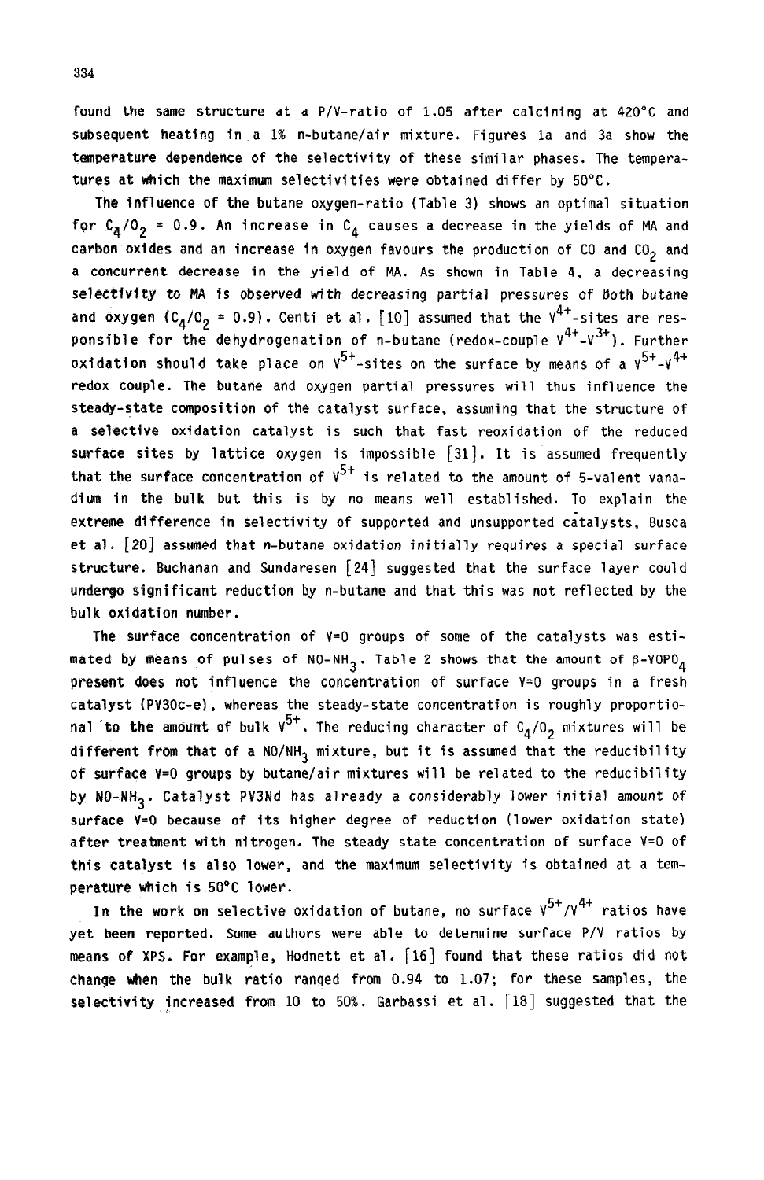found the same structure at a P/V-ratio of 1.05 after calcining at 420°C and subsequent heating in a 1% n-butane/air mixture. Figures 1a and 3a show the temperature dependence of the selectivity of these similar phases. The temperatures at which the maximum selectivities were obtained differ by 50°C.

The influence of the butane oxygen-ratio (Table 3) shows an optimal situation for $C_4/O_2$ = 0.9. An increase in $C_4$ causes a decrease in the yields of MA and carbon oxides and an increase in oxygen favours the production of CO and $CO_2$ and a concurrent decrease in the yield of MA. As shown in Table 4, a decreasing selectivity to MA is observed with decreasing partial pressures of both butane and oxygen ($C_4/O_2$ = 0.9). Centi et al. [10] assumed that the $V^{4+}$-sites are responsible for the dehydrogenation of n-butane (redox-couple $V^{4+}$-$V^{3+}$). Further oxidation should take place on $V^{5+}$-sites on the surface by means of a $V^{5+}$-$V^{4+}$ redox couple. The butane and oxygen partial pressures will thus influence the steady-state composition of the catalyst surface, assuming that the structure of a selective oxidation catalyst is such that fast reoxidation of the reduced surface sites by lattice oxygen is impossible [31]. It is assumed frequently that the surface concentration of $V^{5+}$ is related to the amount of 5-valent vanadium in the bulk but this is by no means well established. To explain the extreme difference in selectivity of supported and unsupported catalysts, Busca et al. [20] assumed that n-butane oxidation initially requires a special surface structure. Buchanan and Sundaresen [24] suggested that the surface layer could undergo significant reduction by n-butane and that this was not reflected by the bulk oxidation number.

The surface concentration of V=0 groups of some of the catalysts was estimated by means of pulses of NO-$NH_3$. Table 2 shows that the amount of β-$VOPO_4$ present does not influence the concentration of surface V=0 groups in a fresh catalyst (PV30c-e), whereas the steady-state concentration is roughly proportional to the amount of bulk $V^{5+}$. The reducing character of $C_4/O_2$ mixtures will be different from that of a NO/$NH_3$ mixture, but it is assumed that the reducibility of surface V=0 groups by butane/air mixtures will be related to the reducibility by NO-$NH_3$. Catalyst PV3Nd has already a considerably lower initial amount of surface V=0 because of its higher degree of reduction (lower oxidation state) after treatment with nitrogen. The steady state concentration of surface V=0 of this catalyst is also lower, and the maximum selectivity is obtained at a temperature which is 50°C lower.

In the work on selective oxidation of butane, no surface $V^{5+}/V^{4+}$ ratios have yet been reported. Some authors were able to determine surface P/V ratios by means of XPS. For example, Hodnett et al. [16] found that these ratios did not change when the bulk ratio ranged from 0.94 to 1.07; for these samples, the selectivity increased from 10 to 50%. Garbassi et al. [18] suggested that the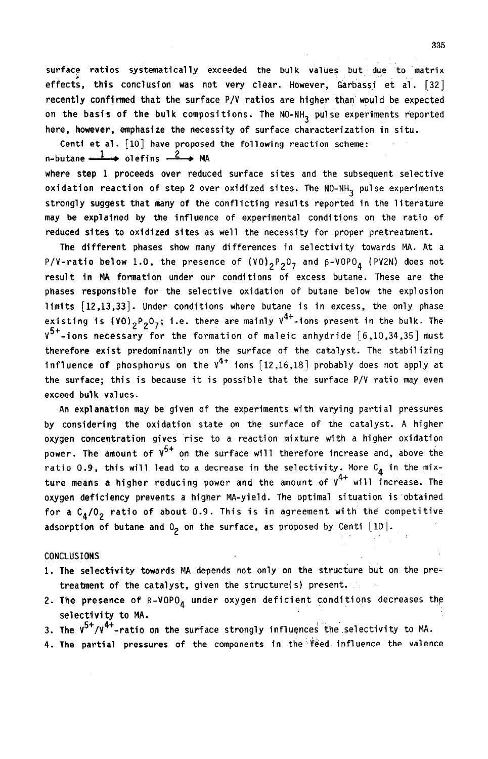surface ratios systematically exceeded the bulk values but due to matrix effects, this conclusion was not very clear. However, Garbassi et al. [32] recently confirmed that the surface P/V ratios are higher than would be expected on the basis of the bulk compositions. The NO-$NH_3$ pulse experiments reported here, however, emphasize the necessity of surface characterization in situ.

Centi et al. [10] have proposed the following reaction scheme:

$$\text{n-butane} \xrightarrow{1} \text{olefins} \xrightarrow{2} \text{MA}$$

where step 1 proceeds over reduced surface sites and the subsequent selective oxidation reaction of step 2 over oxidized sites. The NO-$NH_3$ pulse experiments strongly suggest that many of the conflicting results reported in the literature may be explained by the influence of experimental conditions on the ratio of reduced sites to oxidized sites as well the necessity for proper pretreatment.

The different phases show many differences in selectivity towards MA. At a P/V-ratio below 1.0, the presence of $(VO)_2P_2O_7$ and β-$VOPO_4$ (PV2N) does not result in MA formation under our conditions of excess butane. These are the phases responsible for the selective oxidation of butane below the explosion limits [12,13,33]. Under conditions where butane is in excess, the only phase existing is $(VO)_2P_2O_7$; i.e. there are mainly $V^{4+}$-ions present in the bulk. The $V^{5+}$-ions necessary for the formation of maleic anhydride [6,10,34,35] must therefore exist predominantly on the surface of the catalyst. The stabilizing influence of phosphorus on the $V^{4+}$ ions [12,16,18] probably does not apply at the surface; this is because it is possible that the surface P/V ratio may even exceed bulk values.

An explanation may be given of the experiments with varying partial pressures by considering the oxidation state on the surface of the catalyst. A higher oxygen concentration gives rise to a reaction mixture with a higher oxidation power. The amount of $V^{5+}$ on the surface will therefore increase and, above the ratio 0.9, this will lead to a decrease in the selectivity. More $C_4$ in the mixture means a higher reducing power and the amount of $V^{4+}$ will increase. The oxygen deficiency prevents a higher MA-yield. The optimal situation is obtained for a $C_4/O_2$ ratio of about 0.9. This is in agreement with the competitive adsorption of butane and $O_2$ on the surface, as proposed by Centi [10].

## CONCLUSIONS

1. The selectivity towards MA depends not only on the structure but on the pretreatment of the catalyst, given the structure(s) present.
2. The presence of β-$VOPO_4$ under oxygen deficient conditions decreases the selectivity to MA.
3. The $V^{5+}/V^{4+}$-ratio on the surface strongly influences the selectivity to MA.
4. The partial pressures of the components in the feed influence the valence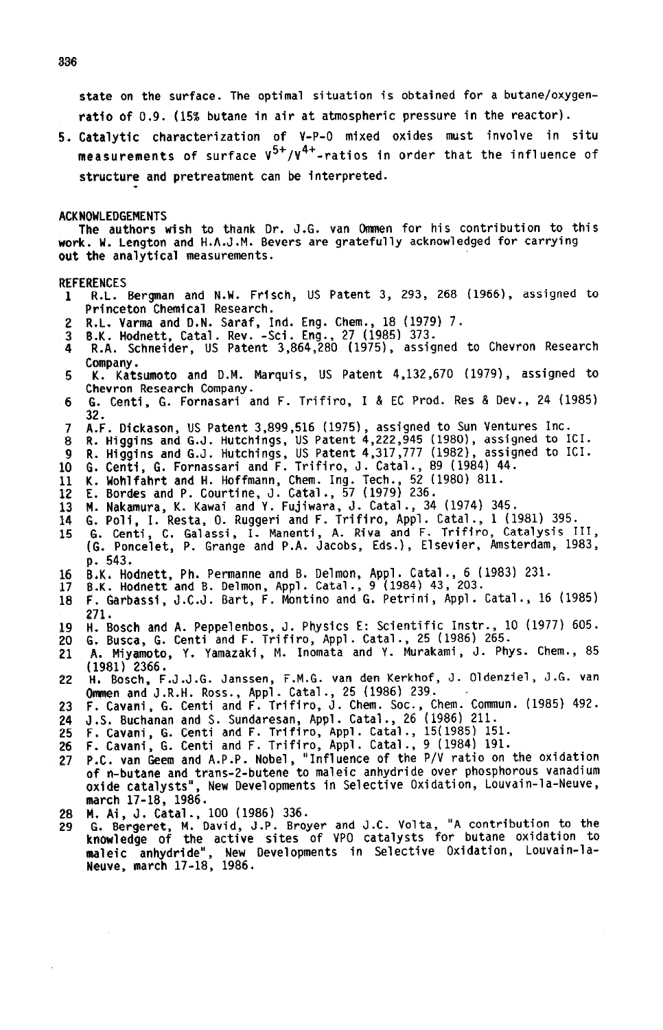state on the surface. The optimal situation is obtained for a butane/oxygen-ratio of 0.9. (15% butane in air at atmospheric pressure in the reactor).

5. Catalytic characterization of V-P-O mixed oxides must involve in situ measurements of surface $V^{5+}/V^{4+}$-ratios in order that the influence of structure and pretreatment can be interpreted.

## ACKNOWLEDGEMENTS

The authors wish to thank Dr. J.G. van Ommen for his contribution to this work. W. Lengton and H.A.J.M. Bevers are gratefully acknowledged for carrying out the analytical measurements.

## REFERENCES

1. R.L. Bergman and N.W. Frisch, US Patent 3, 293, 268 (1966), assigned to Princeton Chemical Research.
2. R.L. Varma and D.N. Saraf, Ind. Eng. Chem., 18 (1979) 7.
3. B.K. Hodnett, Catal. Rev. -Sci. Eng., 27 (1985) 373.
4. R.A. Schneider, US Patent 3,864,280 (1975), assigned to Chevron Research Company.
5. K. Katsumoto and D.M. Marquis, US Patent 4,132,670 (1979), assigned to Chevron Research Company.
6. G. Centi, G. Fornasari and F. Trifiro, I & EC Prod. Res & Dev., 24 (1985) 32.
7. A.F. Dickason, US Patent 3,899,516 (1975), assigned to Sun Ventures Inc.
8. R. Higgins and G.J. Hutchings, US Patent 4,222,945 (1980), assigned to ICI.
9. R. Higgins and G.J. Hutchings, US Patent 4,317,777 (1982), assigned to ICI.
10. G. Centi, G. Fornassari and F. Trifiro, J. Catal., 89 (1984) 44.
11. K. Wohlfahrt and H. Hoffmann, Chem. Ing. Tech., 52 (1980) 811.
12. E. Bordes and P. Courtine, J. Catal., 57 (1979) 236.
13. M. Nakamura, K. Kawai and Y. Fujiwara, J. Catal., 34 (1974) 345.
14. G. Poli, I. Resta, O. Ruggeri and F. Trifiro, Appl. Catal., 1 (1981) 395.
15. G. Centi, C. Galassi, I. Manenti, A. Riva and F. Trifiro, Catalysis III, (G. Poncelet, P. Grange and P.A. Jacobs, Eds.), Elsevier, Amsterdam, 1983, p. 543.
16. B.K. Hodnett, Ph. Permanne and B. Delmon, Appl. Catal., 6 (1983) 231.
17. B.K. Hodnett and B. Delmon, Appl. Catal., 9 (1984) 43, 203.
18. F. Garbassi, J.C.J. Bart, F. Montino and G. Petrini, Appl. Catal., 16 (1985) 271.
19. H. Bosch and A. Peppelenbos, J. Physics E: Scientific Instr., 10 (1977) 605.
20. G. Busca, G. Centi and F. Trifiro, Appl. Catal., 25 (1986) 265.
21. A. Miyamoto, Y. Yamazaki, M. Inomata and Y. Murakami, J. Phys. Chem., 85 (1981) 2366.
22. H. Bosch, F.J.J.G. Janssen, F.M.G. van den Kerkhof, J. Oldenziel, J.G. van Ommen and J.R.H. Ross., Appl. Catal., 25 (1986) 239.
23. F. Cavani, G. Centi and F. Trifiro, J. Chem. Soc., Chem. Commun. (1985) 492.
24. J.S. Buchanan and S. Sundaresan, Appl. Catal., 26 (1986) 211.
25. F. Cavani, G. Centi and F. Trifiro, Appl. Catal., 15(1985) 151.
26. F. Cavani, G. Centi and F. Trifiro, Appl. Catal., 9 (1984) 191.
27. P.C. van Geem and A.P.P. Nobel, "Influence of the P/V ratio on the oxidation of n-butane and trans-2-butene to maleic anhydride over phosphorous vanadium oxide catalysts", New Developments in Selective Oxidation, Louvain-la-Neuve, march 17-18, 1986.
28. M. Ai, J. Catal., 100 (1986) 336.
29. G. Bergeret, M. David, J.P. Broyer and J.C. Volta, "A contribution to the knowledge of the active sites of VPO catalysts for butane oxidation to maleic anhydride", New Developments in Selective Oxidation, Louvain-la-Neuve, march 17-18, 1986.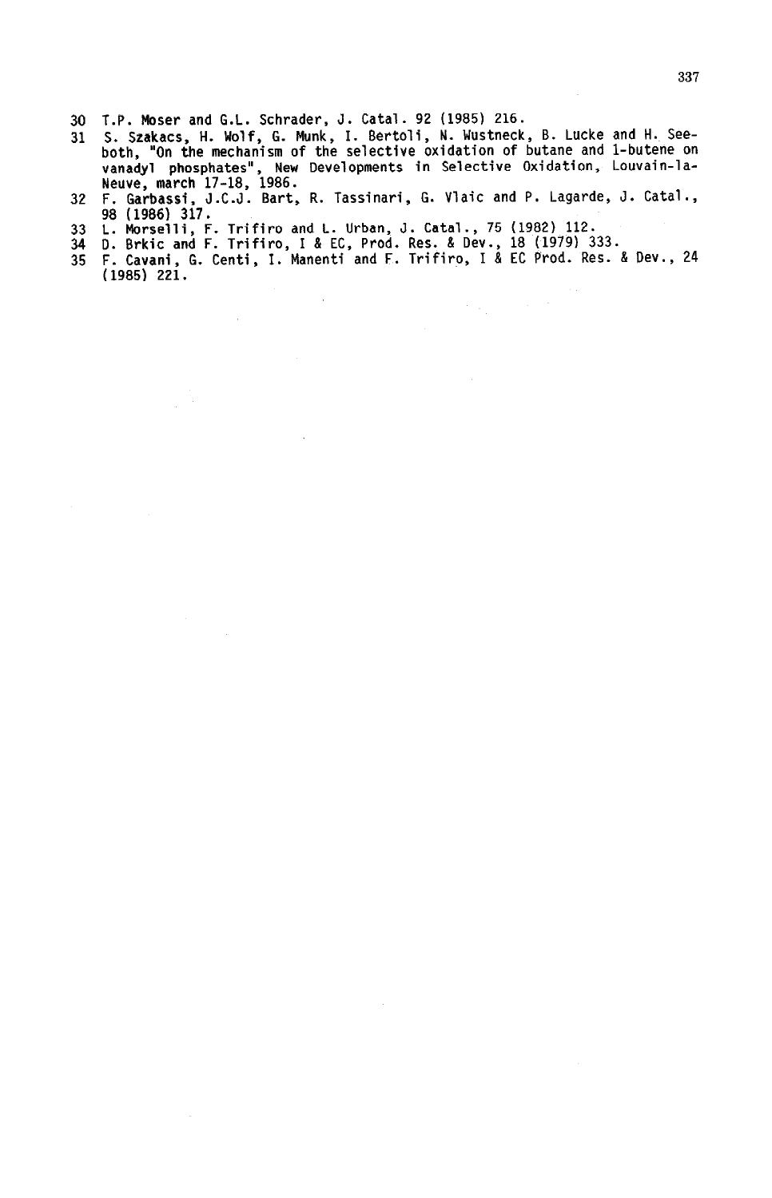30 T.P. Moser and G.L. Schrader, J. Catal. 92 (1985) 216.
31 S. Szakacs, H. Wolf, G. Munk, I. Bertoli, N. Wustneck, B. Lucke and H. Seeboth, "On the mechanism of the selective oxidation of butane and 1-butene on vanadyl phosphates", New Developments in Selective Oxidation, Louvain-la-Neuve, march 17-18, 1986.
32 F. Garbassi, J.C.J. Bart, R. Tassinari, G. Vlaic and P. Lagarde, J. Catal., 98 (1986) 317.
33 L. Morselli, F. Trifiro and L. Urban, J. Catal., 75 (1982) 112.
34 D. Brkic and F. Trifiro, I & EC, Prod. Res. & Dev., 18 (1979) 333.
35 F. Cavani, G. Centi, I. Manenti and F. Trifiro, I & EC Prod. Res. & Dev., 24 (1985) 221.